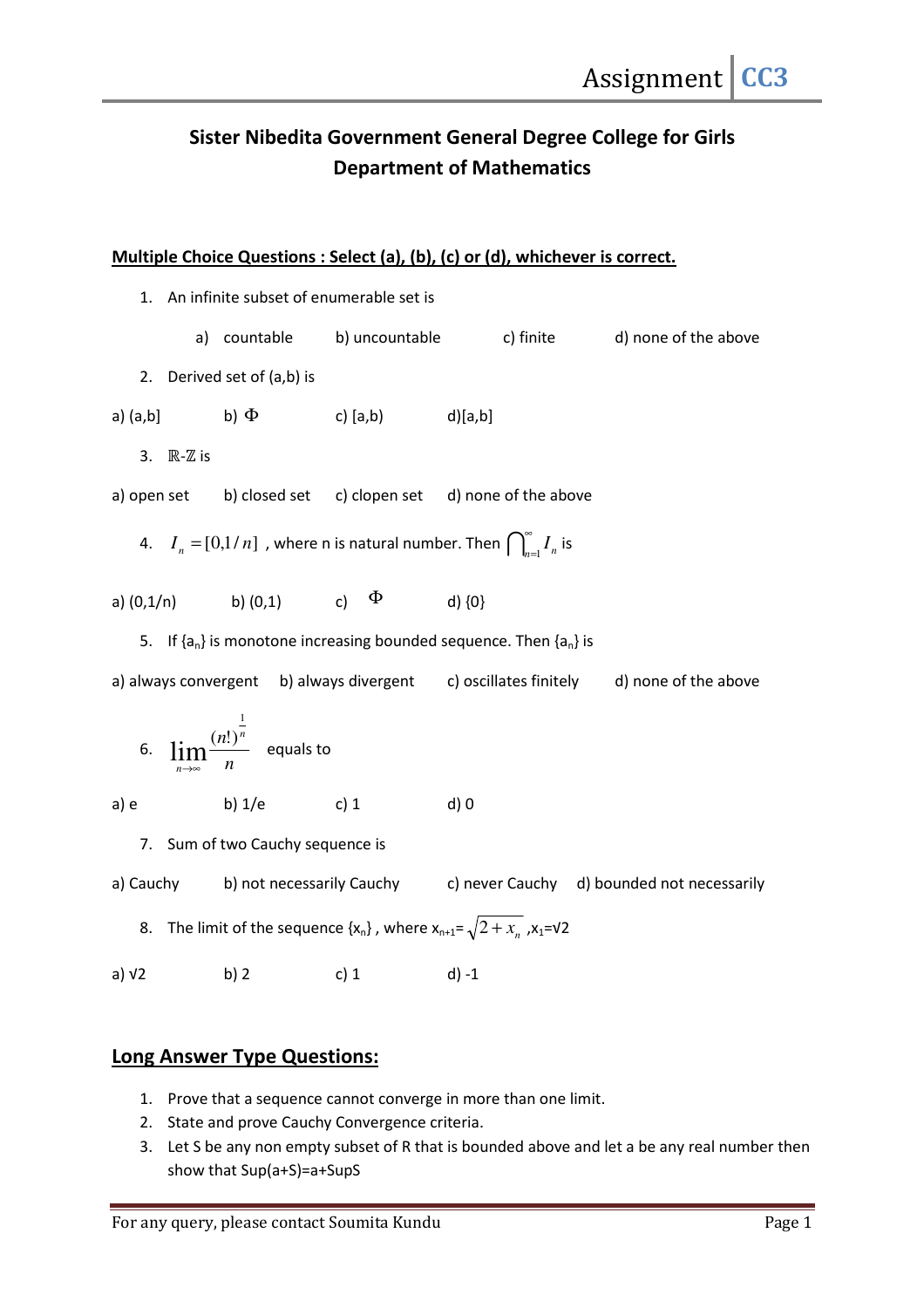# Sister Nibedita Government General Degree College for Girls
## Department of Mathematics

**Multiple Choice Questions : Select (a), (b), (c) or (d), whichever is correct.**

1. An infinite subset of enumerable set is

   a) countable  b) uncountable  c) finite  d) none of the above

2. Derived set of (a,b) is

a) (a,b]  b) $\Phi$  c) [a,b)  d)[a,b]

3. $\mathbb{R}$-$\mathbb{Z}$ is

a) open set  b) closed set  c) clopen set  d) none of the above

4. $I_n = [0, 1/n]$ , where n is natural number. Then $\bigcap_{n=1}^{\infty} I_n$ is

a) (0,1/n)  b) (0,1)  c) $\Phi$  d) {0}

5. If $\{a_n\}$ is monotone increasing bounded sequence. Then $\{a_n\}$ is

a) always convergent  b) always divergent  c) oscillates finitely  d) none of the above

6. $\lim\limits_{n\to\infty} \dfrac{(n!)^{\frac{1}{n}}}{n}$ equals to

a) e  b) 1/e  c) 1  d) 0

7. Sum of two Cauchy sequence is

a) Cauchy  b) not necessarily Cauchy  c) never Cauchy  d) bounded not necessarily

8. The limit of the sequence $\{x_n\}$ , where $x_{n+1} = \sqrt{2 + x_n}$ , $x_1 = \sqrt{2}$

a) $\sqrt{2}$  b) 2  c) 1  d) -1

## Long Answer Type Questions:

1. Prove that a sequence cannot converge in more than one limit.
2. State and prove Cauchy Convergence criteria.
3. Let S be any non empty subset of R that is bounded above and let a be any real number then show that Sup(a+S)=a+SupS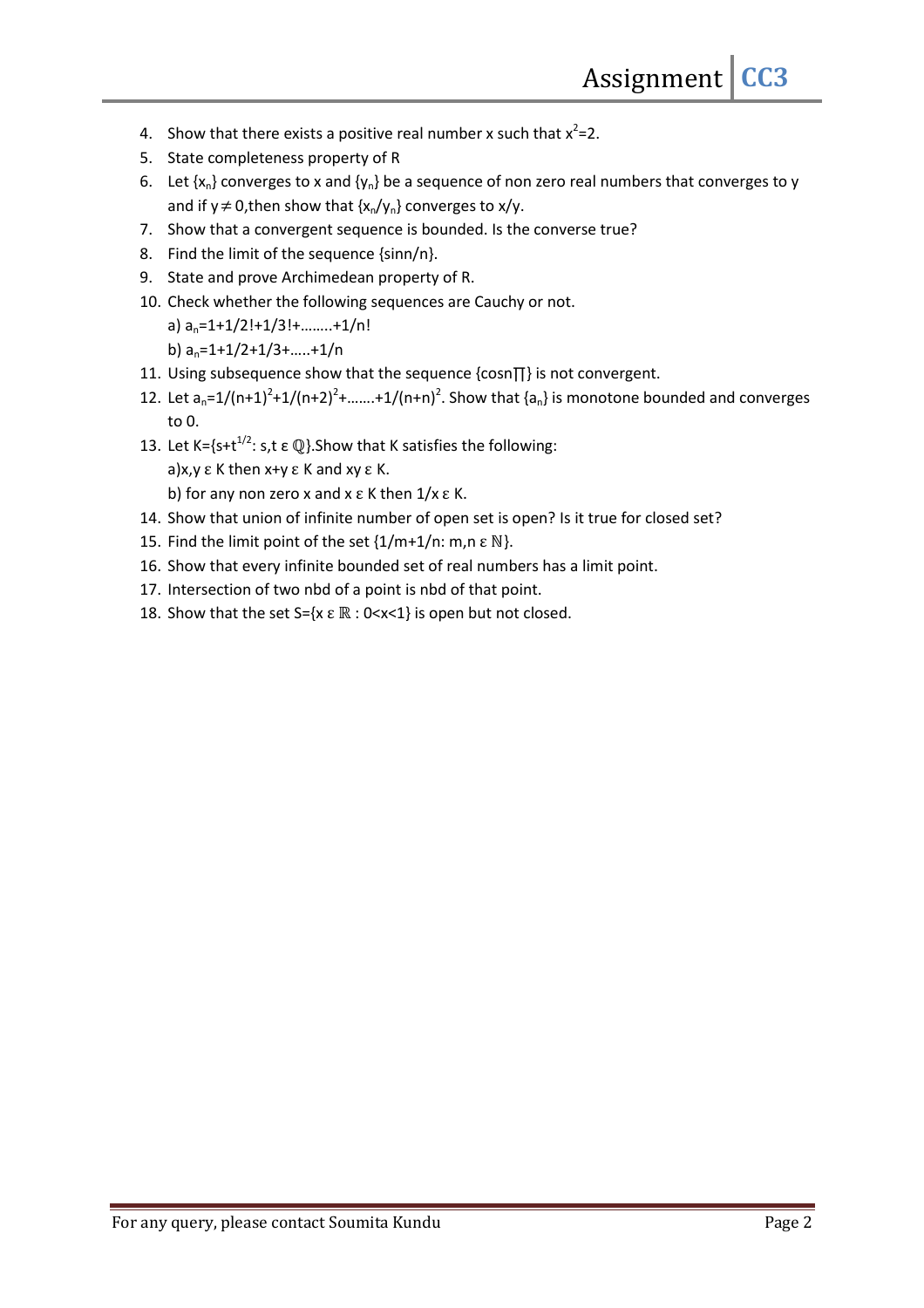4. Show that there exists a positive real number x such that $x^2=2$.
5. State completeness property of R
6. Let $\{x_n\}$ converges to x and $\{y_n\}$ be a sequence of non zero real numbers that converges to y and if $y \neq 0$, then show that $\{x_n/y_n\}$ converges to x/y.
7. Show that a convergent sequence is bounded. Is the converse true?
8. Find the limit of the sequence {sinn/n}.
9. State and prove Archimedean property of R.
10. Check whether the following sequences are Cauchy or not.
    a) $a_n=1+1/2!+1/3!+........+1/n!$
    b) $a_n=1+1/2+1/3+.....+1/n$
11. Using subsequence show that the sequence $\{\cos n\pi\}$ is not convergent.
12. Let $a_n=1/(n+1)^2+1/(n+2)^2+.......+1/(n+n)^2$. Show that $\{a_n\}$ is monotone bounded and converges to 0.
13. Let $K=\{s+t^{1/2}: s,t \in \mathbb{Q}\}$. Show that K satisfies the following:
    a) $x,y \in K$ then $x+y \in K$ and $xy \in K$.
    b) for any non zero x and $x \in K$ then $1/x \in K$.
14. Show that union of infinite number of open set is open? Is it true for closed set?
15. Find the limit point of the set $\{1/m+1/n: m,n \in \mathbb{N}\}$.
16. Show that every infinite bounded set of real numbers has a limit point.
17. Intersection of two nbd of a point is nbd of that point.
18. Show that the set $S=\{x \in \mathbb{R} : 0<x<1\}$ is open but not closed.